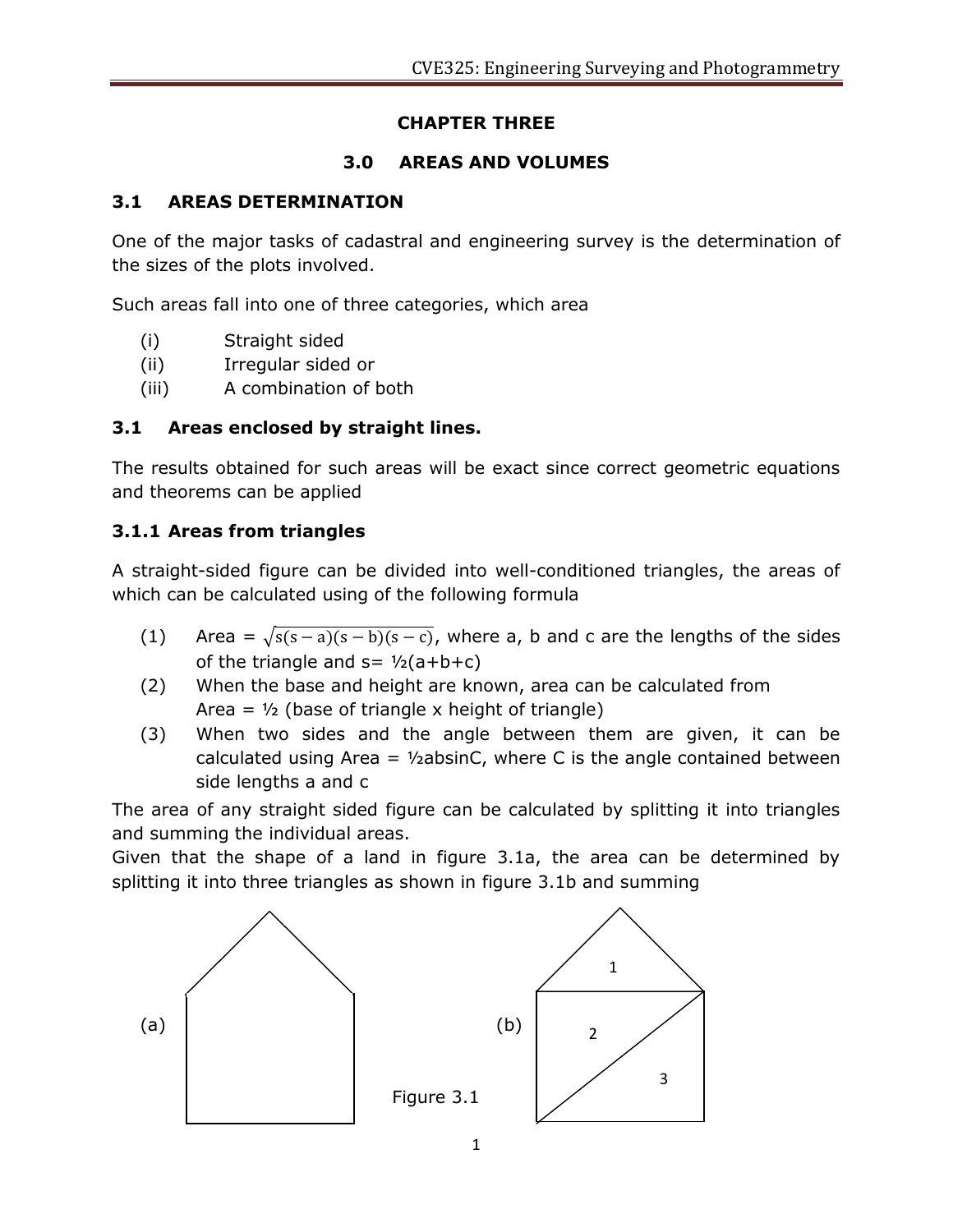# CHAPTER THREE

## 3.0 AREAS AND VOLUMES

### 3.1 AREAS DETERMINATION

One of the major tasks of cadastral and engineering survey is the determination of the sizes of the plots involved.

Such areas fall into one of three categories, which area

(i) Straight sided
(ii) Irregular sided or
(iii) A combination of both

### 3.1 Areas enclosed by straight lines.

The results obtained for such areas will be exact since correct geometric equations and theorems can be applied

#### 3.1.1 Areas from triangles

A straight-sided figure can be divided into well-conditioned triangles, the areas of which can be calculated using of the following formula

(1) Area = $\sqrt{s(s-a)(s-b)(s-c)}$, where a, b and c are the lengths of the sides of the triangle and s= ½(a+b+c)
(2) When the base and height are known, area can be calculated from
Area = ½ (base of triangle x height of triangle)
(3) When two sides and the angle between them are given, it can be calculated using Area = ½absinC, where C is the angle contained between side lengths a and c

The area of any straight sided figure can be calculated by splitting it into triangles and summing the individual areas.
Given that the shape of a land in figure 3.1a, the area can be determined by splitting it into three triangles as shown in figure 3.1b and summing

(a) (b)

Figure 3.1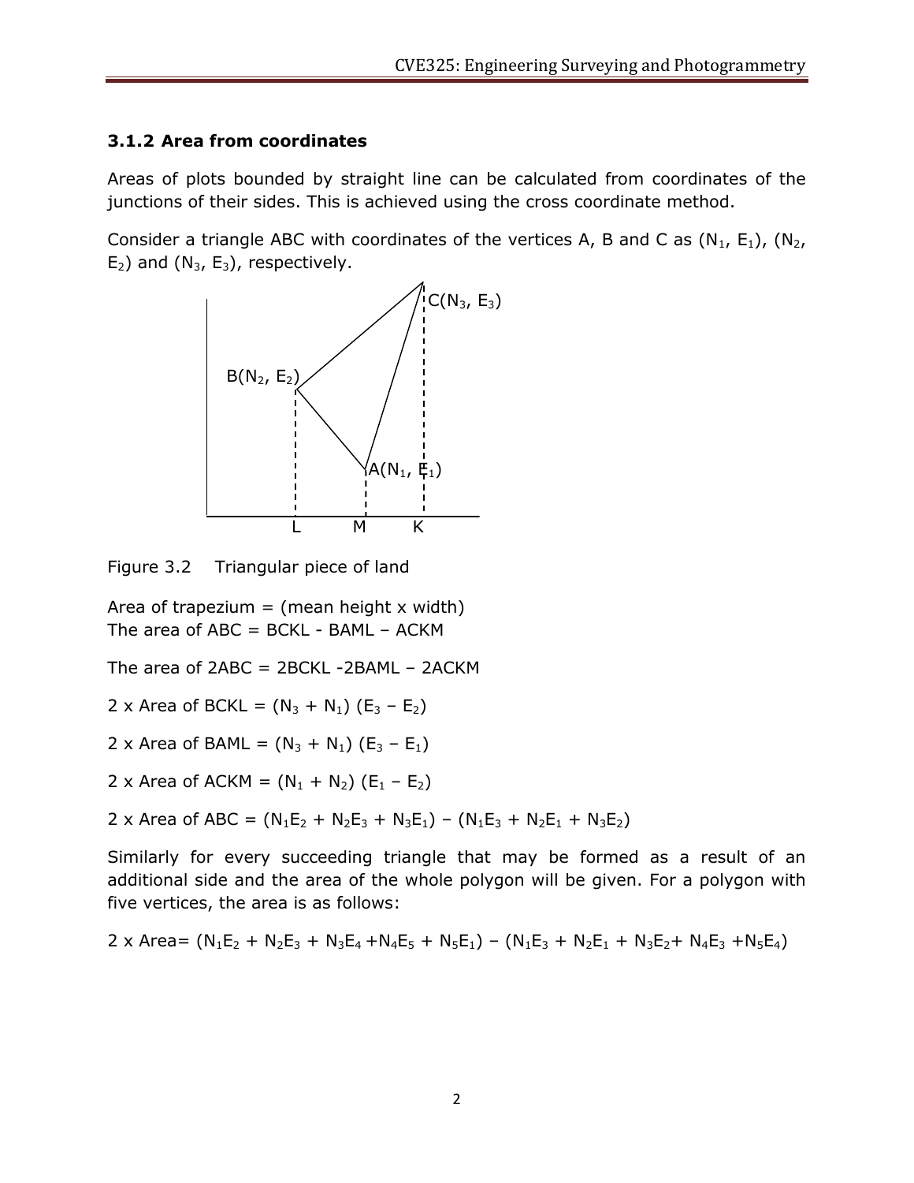### 3.1.2 Area from coordinates

Areas of plots bounded by straight line can be calculated from coordinates of the junctions of their sides. This is achieved using the cross coordinate method.

Consider a triangle ABC with coordinates of the vertices A, B and C as $(N_1, E_1)$, $(N_2, E_2)$ and $(N_3, E_3)$, respectively.

Figure 3.2 Triangular piece of land

Area of trapezium = (mean height x width)
The area of ABC = BCKL - BAML – ACKM

The area of 2ABC = 2BCKL -2BAML – 2ACKM

2 x Area of BCKL = $(N_3 + N_1)(E_3 - E_2)$

2 x Area of BAML = $(N_3 + N_1)(E_3 - E_1)$

2 x Area of ACKM = $(N_1 + N_2)(E_1 - E_2)$

2 x Area of ABC = $(N_1E_2 + N_2E_3 + N_3E_1) - (N_1E_3 + N_2E_1 + N_3E_2)$

Similarly for every succeeding triangle that may be formed as a result of an additional side and the area of the whole polygon will be given. For a polygon with five vertices, the area is as follows:

2 x Area= $(N_1E_2 + N_2E_3 + N_3E_4 + N_4E_5 + N_5E_1) - (N_1E_3 + N_2E_1 + N_3E_2 + N_4E_3 + N_5E_4)$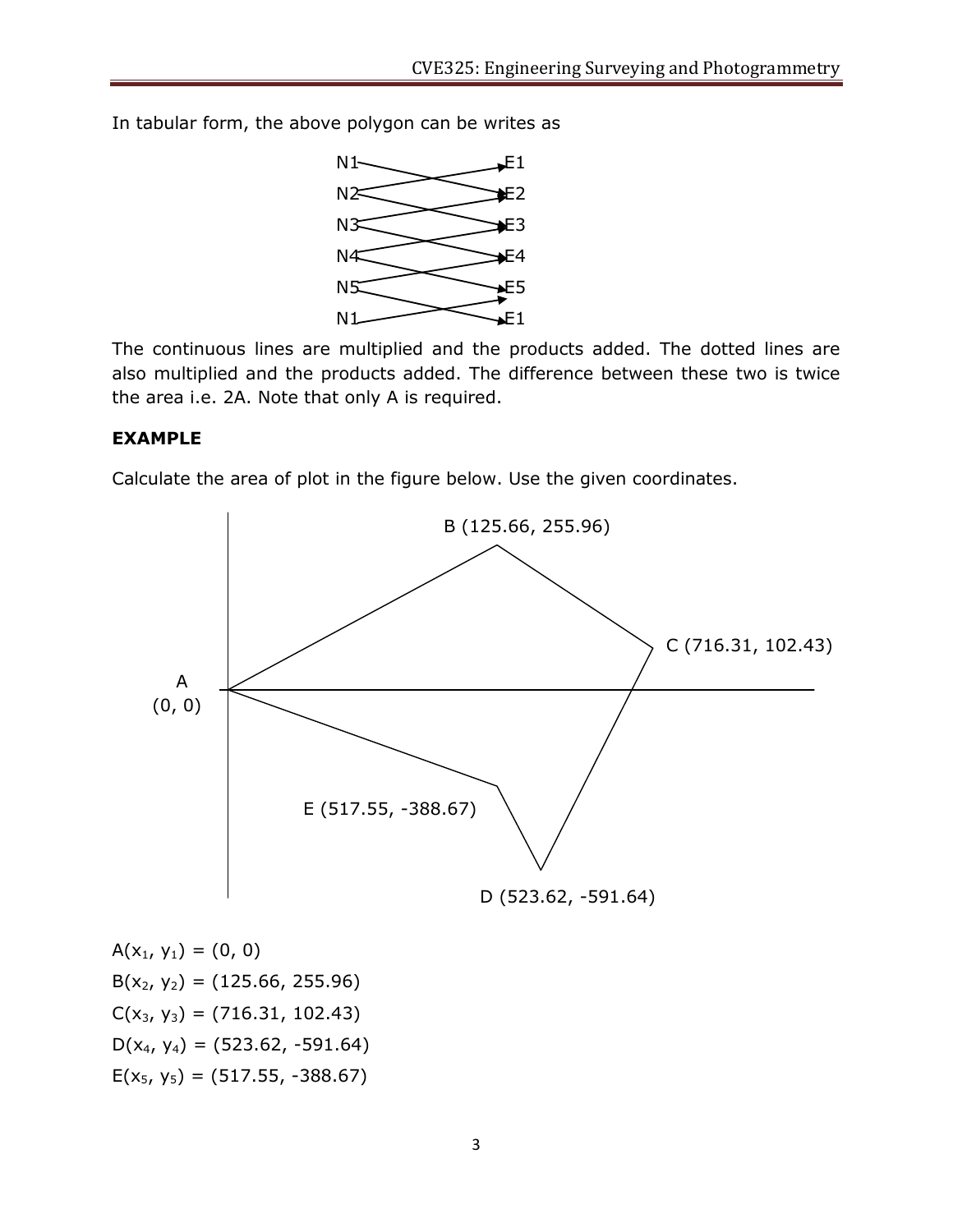In tabular form, the above polygon can be writes as

N1 E1
N2 E2
N3 E3
N4 E4
N5 E5
N1 E1

The continuous lines are multiplied and the products added. The dotted lines are also multiplied and the products added. The difference between these two is twice the area i.e. 2A. Note that only A is required.

**EXAMPLE**

Calculate the area of plot in the figure below. Use the given coordinates.

B (125.66, 255.96)

C (716.31, 102.43)

A (0, 0)

E (517.55, -388.67)

D (523.62, -591.64)

$A(x_1, y_1) = (0, 0)$

$B(x_2, y_2) = (125.66, 255.96)$

$C(x_3, y_3) = (716.31, 102.43)$

$D(x_4, y_4) = (523.62, -591.64)$

$E(x_5, y_5) = (517.55, -388.67)$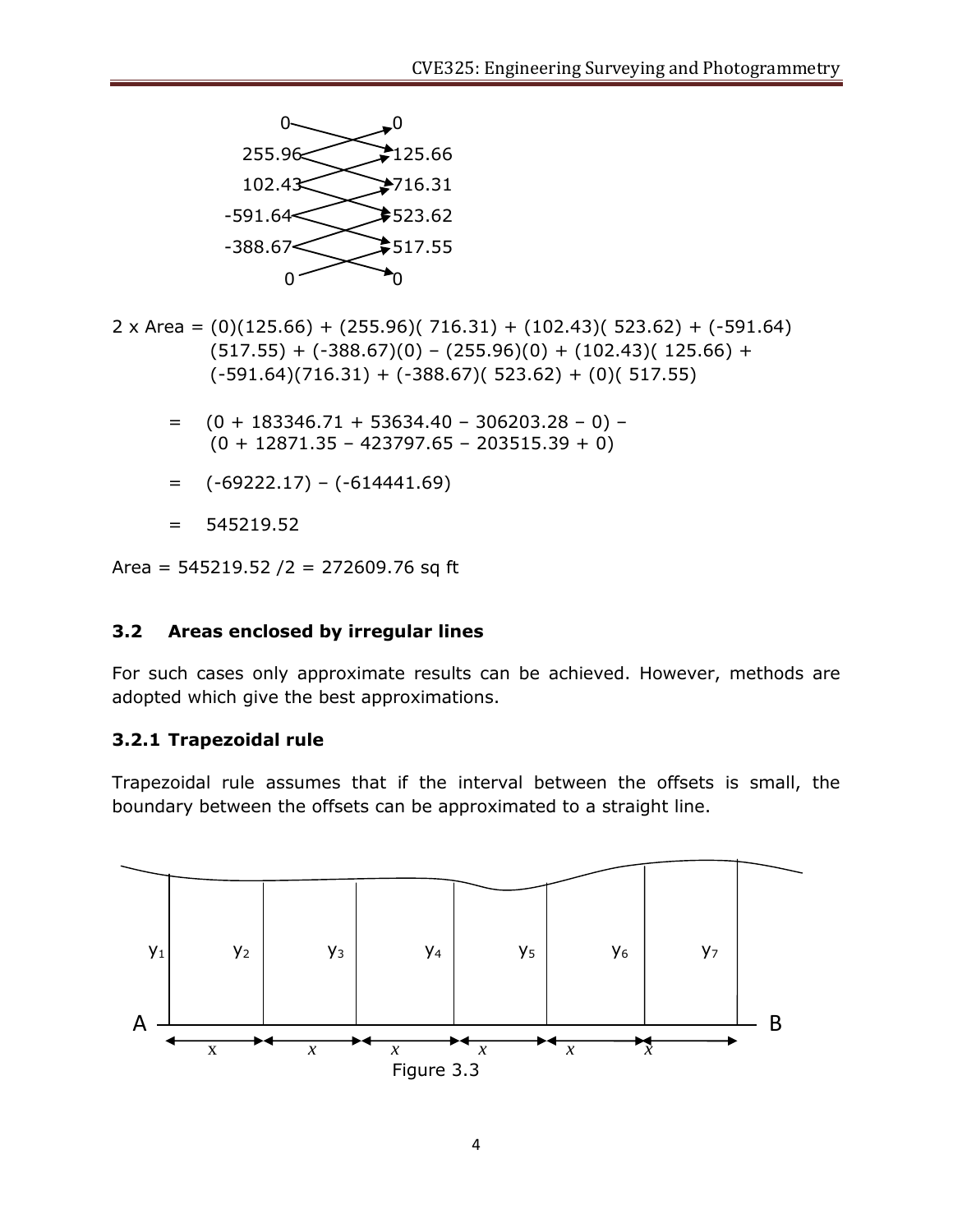| | |
|---|---|
| 0 | 0 |
| 255.96 | 125.66 |
| 102.43 | 716.31 |
| -591.64 | 523.62 |
| -388.67 | 517.55 |
| 0 | 0 |

2 x Area = (0)(125.66) + (255.96)( 716.31) + (102.43)( 523.62) + (-591.64) (517.55) + (-388.67)(0) – (255.96)(0) + (102.43)( 125.66) + (-591.64)(716.31) + (-388.67)( 523.62) + (0)( 517.55)

= (0 + 183346.71 + 53634.40 – 306203.28 – 0) – (0 + 12871.35 – 423797.65 – 203515.39 + 0)

= (-69222.17) – (-614441.69)

= 545219.52

Area = 545219.52 /2 = 272609.76 sq ft

### 3.2 Areas enclosed by irregular lines

For such cases only approximate results can be achieved. However, methods are adopted which give the best approximations.

#### 3.2.1 Trapezoidal rule

Trapezoidal rule assumes that if the interval between the offsets is small, the boundary between the offsets can be approximated to a straight line.

Figure 3.3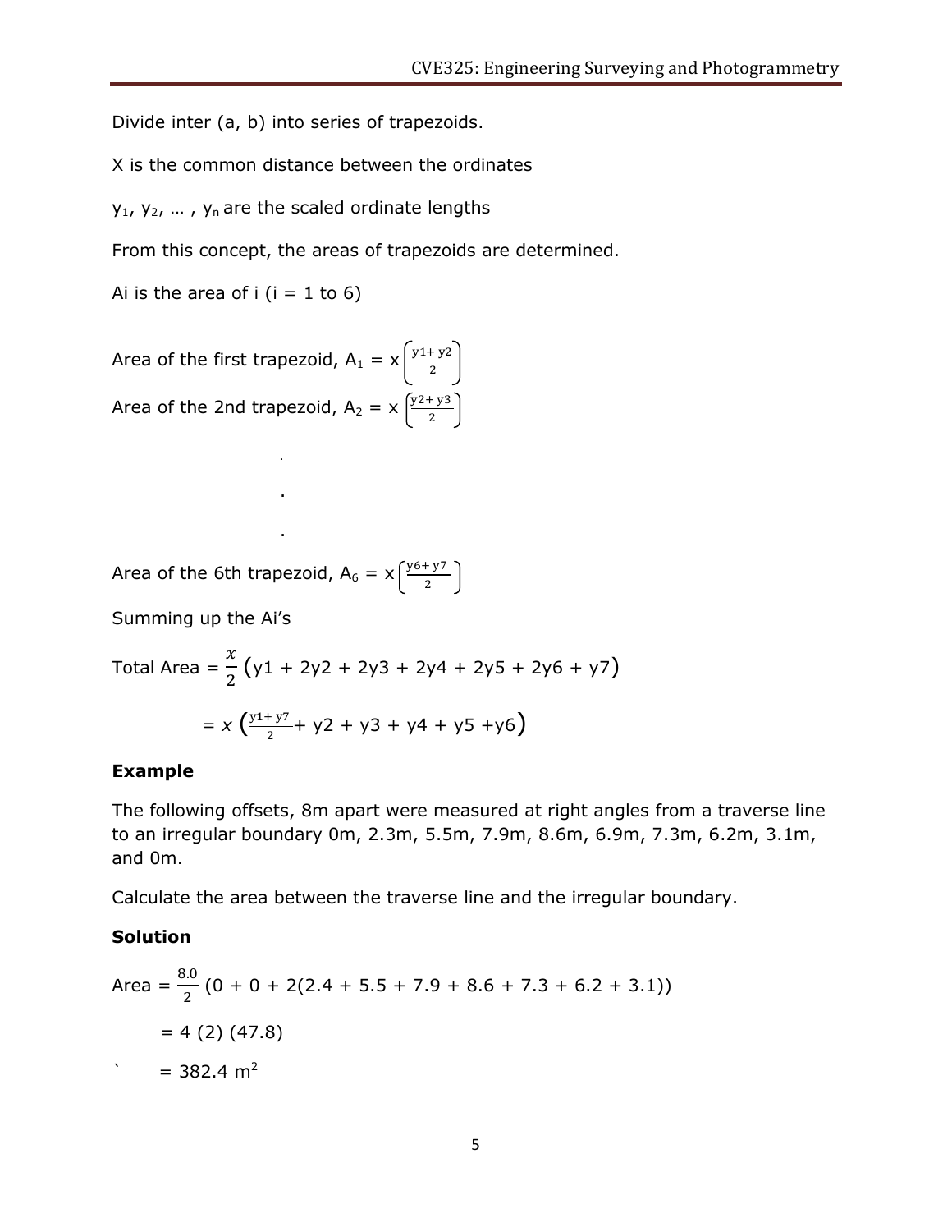Divide inter (a, b) into series of trapezoids.

X is the common distance between the ordinates

$y_1, y_2, \ldots, y_n$ are the scaled ordinate lengths

From this concept, the areas of trapezoids are determined.

Ai is the area of i (i = 1 to 6)

Area of the first trapezoid, $A_1 = x\left(\frac{y1+y2}{2}\right)$

Area of the 2nd trapezoid, $A_2 = x\left(\frac{y2+y3}{2}\right)$

.

.

.

Area of the 6th trapezoid, $A_6 = x\left(\frac{y6+y7}{2}\right)$

Summing up the Ai's

$$\text{Total Area} = \frac{x}{2}\left(y1 + 2y2 + 2y3 + 2y4 + 2y5 + 2y6 + y7\right)$$

$$= x\left(\frac{y1+y7}{2} + y2 + y3 + y4 + y5 + y6\right)$$

**Example**

The following offsets, 8m apart were measured at right angles from a traverse line to an irregular boundary 0m, 2.3m, 5.5m, 7.9m, 8.6m, 6.9m, 7.3m, 6.2m, 3.1m, and 0m.

Calculate the area between the traverse line and the irregular boundary.

**Solution**

$$\text{Area} = \frac{8.0}{2}\left(0 + 0 + 2(2.4 + 5.5 + 7.9 + 8.6 + 7.3 + 6.2 + 3.1)\right)$$

$$= 4\ (2)\ (47.8)$$

$$= 382.4\ m^2$$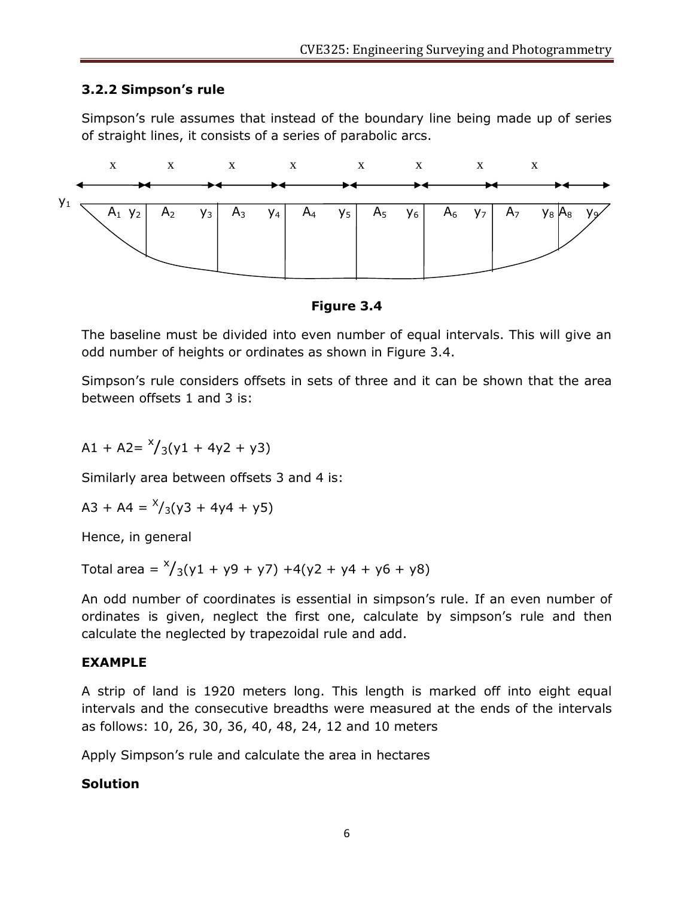### 3.2.2 Simpson's rule

Simpson's rule assumes that instead of the boundary line being made up of series of straight lines, it consists of a series of parabolic arcs.

**Figure 3.4**

The baseline must be divided into even number of equal intervals. This will give an odd number of heights or ordinates as shown in Figure 3.4.

Simpson's rule considers offsets in sets of three and it can be shown that the area between offsets 1 and 3 is:

$A1 + A2 = \frac{x}{3}(y1 + 4y2 + y3)$

Similarly area between offsets 3 and 4 is:

$A3 + A4 = \frac{x}{3}(y3 + 4y4 + y5)$

Hence, in general

Total area $= \frac{x}{3}(y1 + y9 + y7) + 4(y2 + y4 + y6 + y8)$

An odd number of coordinates is essential in simpson's rule. If an even number of ordinates is given, neglect the first one, calculate by simpson's rule and then calculate the neglected by trapezoidal rule and add.

**EXAMPLE**

A strip of land is 1920 meters long. This length is marked off into eight equal intervals and the consecutive breadths were measured at the ends of the intervals as follows: 10, 26, 30, 36, 40, 48, 24, 12 and 10 meters

Apply Simpson's rule and calculate the area in hectares

**Solution**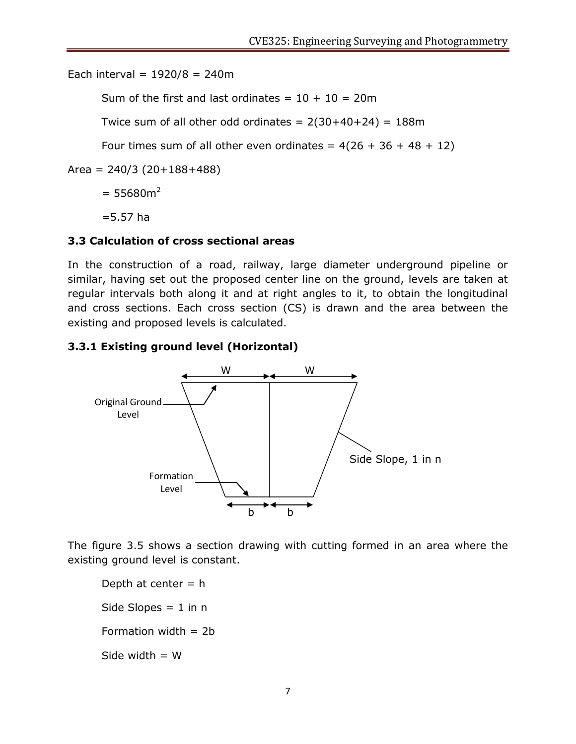Each interval = 1920/8 = 240m

Sum of the first and last ordinates = 10 + 10 = 20m

Twice sum of all other odd ordinates = 2(30+40+24) = 188m

Four times sum of all other even ordinates = 4(26 + 36 + 48 + 12)

Area = 240/3 (20+188+488)

= 55680m$^2$

=5.57 ha

### 3.3 Calculation of cross sectional areas

In the construction of a road, railway, large diameter underground pipeline or similar, having set out the proposed center line on the ground, levels are taken at regular intervals both along it and at right angles to it, to obtain the longitudinal and cross sections. Each cross section (CS) is drawn and the area between the existing and proposed levels is calculated.

#### 3.3.1 Existing ground level (Horizontal)

The figure 3.5 shows a section drawing with cutting formed in an area where the existing ground level is constant.

Depth at center = h

Side Slopes = 1 in n

Formation width = 2b

Side width = W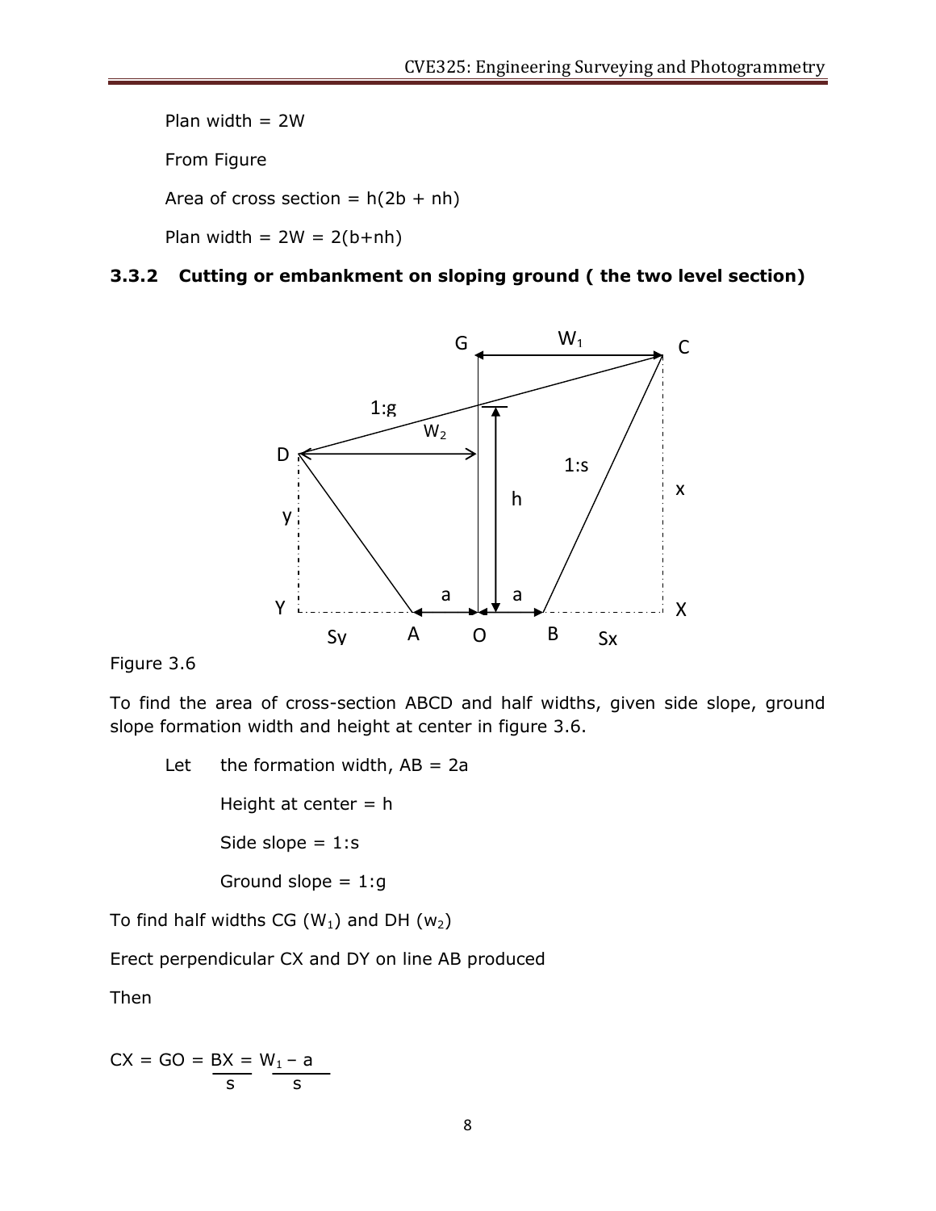Plan width = 2W

From Figure

Area of cross section = $h(2b + nh)$

Plan width = $2W = 2(b+nh)$

### 3.3.2 Cutting or embankment on sloping ground ( the two level section)

Figure 3.6

To find the area of cross-section ABCD and half widths, given side slope, ground slope formation width and height at center in figure 3.6.

Let the formation width, $AB = 2a$

Height at center = $h$

Side slope = $1:s$

Ground slope = $1:g$

To find half widths CG ($W_1$) and DH ($w_2$)

Erect perpendicular CX and DY on line AB produced

Then

$$CX = GO = \frac{BX}{s} = \frac{W_1 - a}{s}$$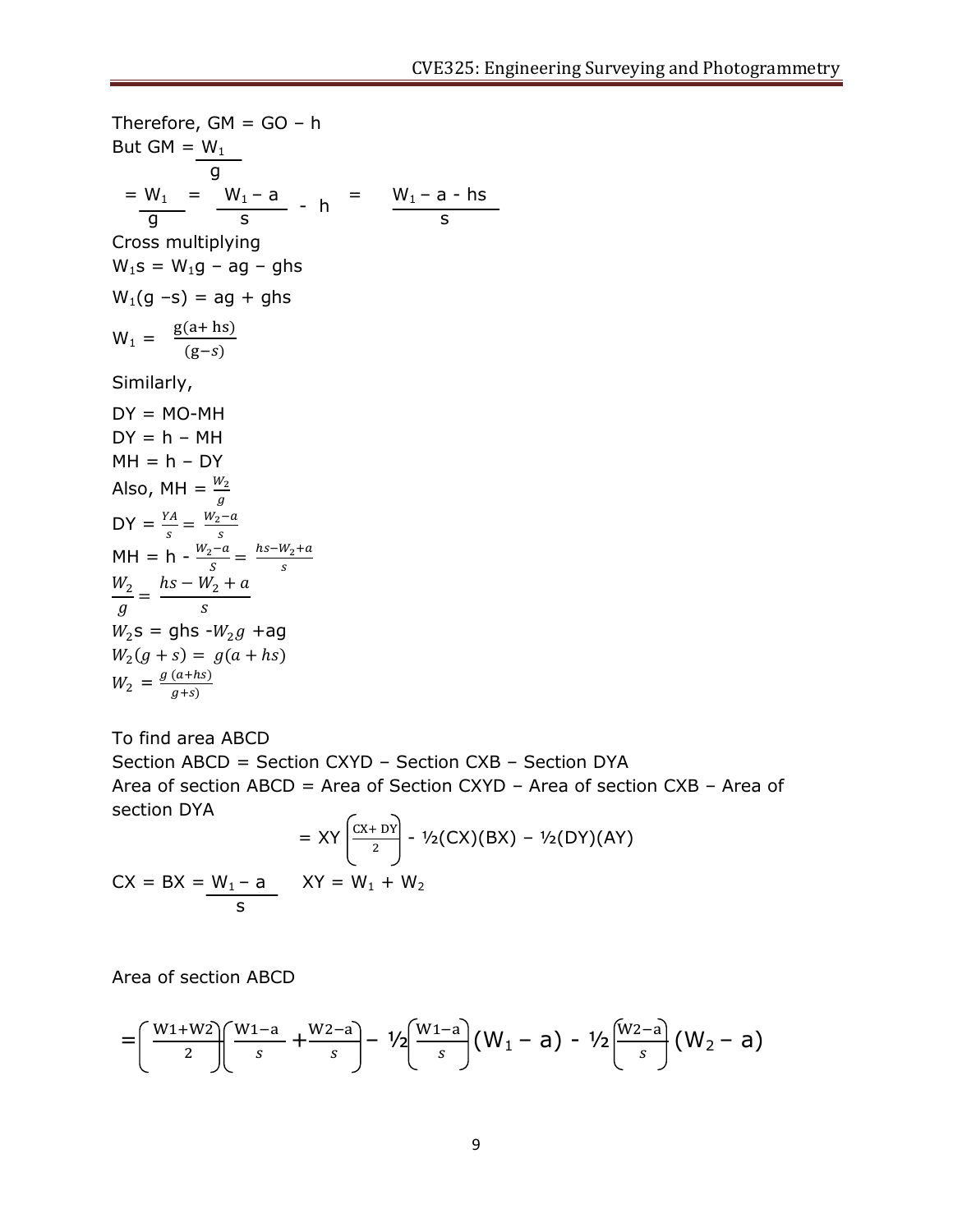Therefore, GM = GO – h

But GM = $\frac{W_1}{g}$

$$= \frac{W_1}{g} = \frac{W_1 - a}{s} - h = \frac{W_1 - a - hs}{s}$$

Cross multiplying

$W_1 s = W_1 g - ag - ghs$

$W_1(g - s) = ag + ghs$

$$W_1 = \frac{g(a + hs)}{(g - s)}$$

Similarly,

DY = MO-MH

DY = h – MH

MH = h – DY

Also, MH = $\frac{W_2}{g}$

$$DY = \frac{YA}{s} = \frac{W_2 - a}{s}$$

$$MH = h - \frac{W_2 - a}{S} = \frac{hs - W_2 + a}{s}$$

$$\frac{W_2}{g} = \frac{hs - W_2 + a}{s}$$

$W_2 s = ghs - W_2 g + ag$

$W_2(g + s) = g(a + hs)$

$$W_2 = \frac{g\,(a + hs)}{g + s)}$$

To find area ABCD

Section ABCD = Section CXYD – Section CXB – Section DYA

Area of section ABCD = Area of Section CXYD – Area of section CXB – Area of section DYA

$$= XY\left(\frac{CX + DY}{2}\right) - ½(CX)(BX) - ½(DY)(AY)$$

$CX = BX = \frac{W_1 - a}{s}$ $\quad$ $XY = W_1 + W_2$

Area of section ABCD

$$= \left(\frac{W1 + W2}{2}\right)\left(\frac{W1 - a}{s} + \frac{W2 - a}{s}\right) - ½\left(\frac{W1 - a}{s}\right)(W_1 - a) - ½\left(\frac{W2 - a}{s}\right)(W_2 - a)$$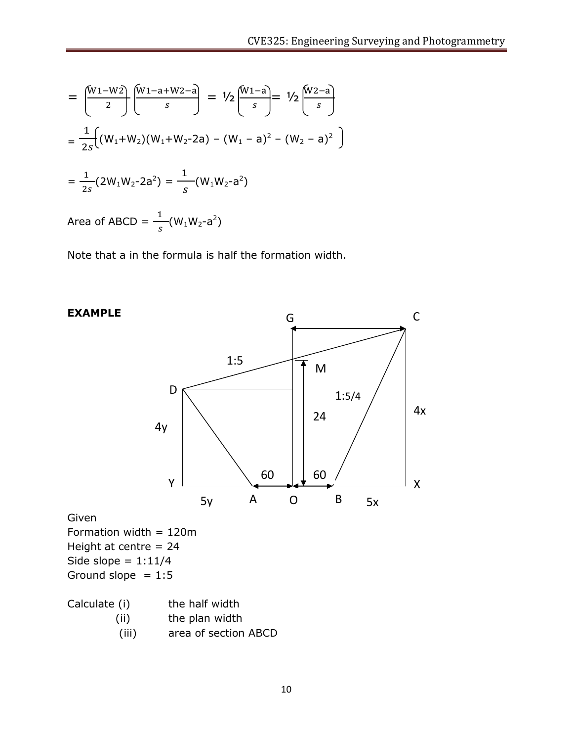$$= \left(\frac{W1 - W2}{2}\right)\left(\frac{W1 - a + W2 - a}{s}\right) = ½\left(\frac{W1 - a}{s}\right) = ½\left(\frac{W2 - a}{s}\right)$$

$$= \frac{1}{2s}\left\{(W_1 + W_2)(W_1 + W_2 - 2a) - (W_1 - a)^2 - (W_2 - a)^2\right\}$$

$$= \frac{1}{2s}(2W_1W_2 - 2a^2) = \frac{1}{s}(W_1W_2 - a^2)$$

Area of ABCD = $\frac{1}{s}(W_1W_2 - a^2)$

Note that a in the formula is half the formation width.

**EXAMPLE**

Given
Formation width = 120m
Height at centre = 24
Side slope = 1:11/4
Ground slope = 1:5

Calculate (i) the half width
(ii) the plan width
(iii) area of section ABCD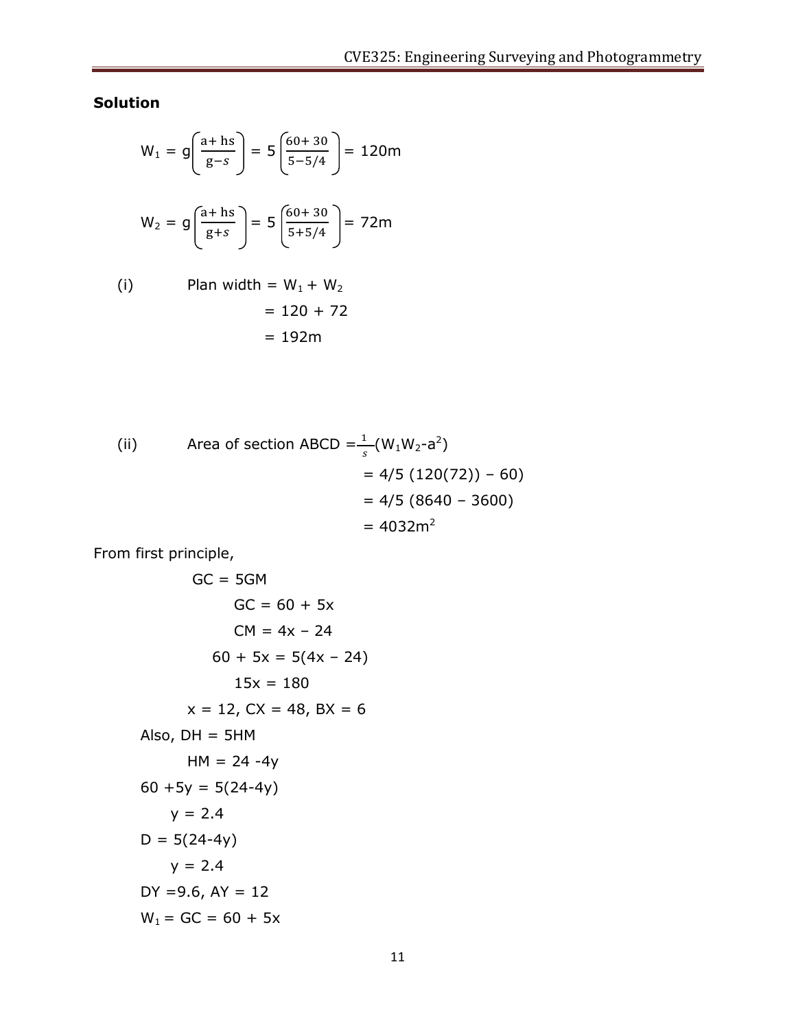**Solution**

$$W_1 = g\left(\frac{a+hs}{g-s}\right) = 5\left(\frac{60+30}{5-5/4}\right) = 120\text{m}$$

$$W_2 = g\left(\frac{a+hs}{g+s}\right) = 5\left(\frac{60+30}{5+5/4}\right) = 72\text{m}$$

(i) Plan width $= W_1 + W_2$

$= 120 + 72$

$= 192\text{m}$

(ii) Area of section ABCD $= \frac{1}{s}(W_1W_2 - a^2)$

$= 4/5\ (120(72)) - 60)$

$= 4/5\ (8640 - 3600)$

$= 4032\text{m}^2$

From first principle,

$GC = 5GM$

$GC = 60 + 5x$

$CM = 4x - 24$

$60 + 5x = 5(4x - 24)$

$15x = 180$

$x = 12$, $CX = 48$, $BX = 6$

Also, $DH = 5HM$

$HM = 24 - 4y$

$60 + 5y = 5(24 - 4y)$

$y = 2.4$

$D = 5(24 - 4y)$

$y = 2.4$

$DY = 9.6$, $AY = 12$

$W_1 = GC = 60 + 5x$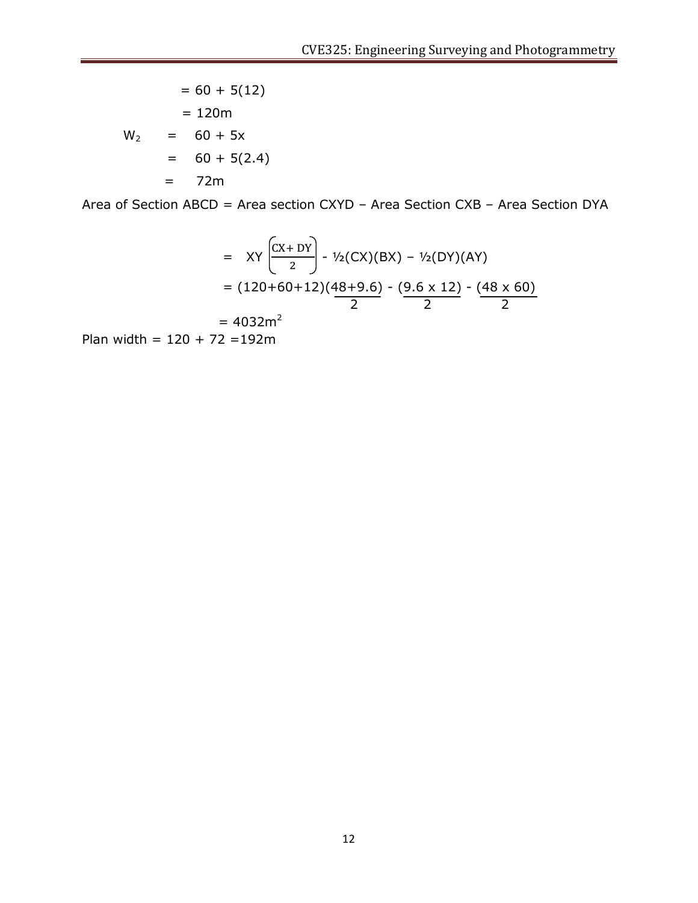$= 60 + 5(12)$

$= 120m$

$W_2 = 60 + 5x$

$= 60 + 5(2.4)$

$= 72m$

Area of Section ABCD = Area section CXYD – Area Section CXB – Area Section DYA

$$= XY\left(\frac{CX + DY}{2}\right) - ½(CX)(BX) - ½(DY)(AY)$$

$$= (120+60+12)\frac{(48+9.6)}{2} - \frac{(9.6 \times 12)}{2} - \frac{(48 \times 60)}{2}$$

$$= 4032m^2$$

Plan width = 120 + 72 =192m